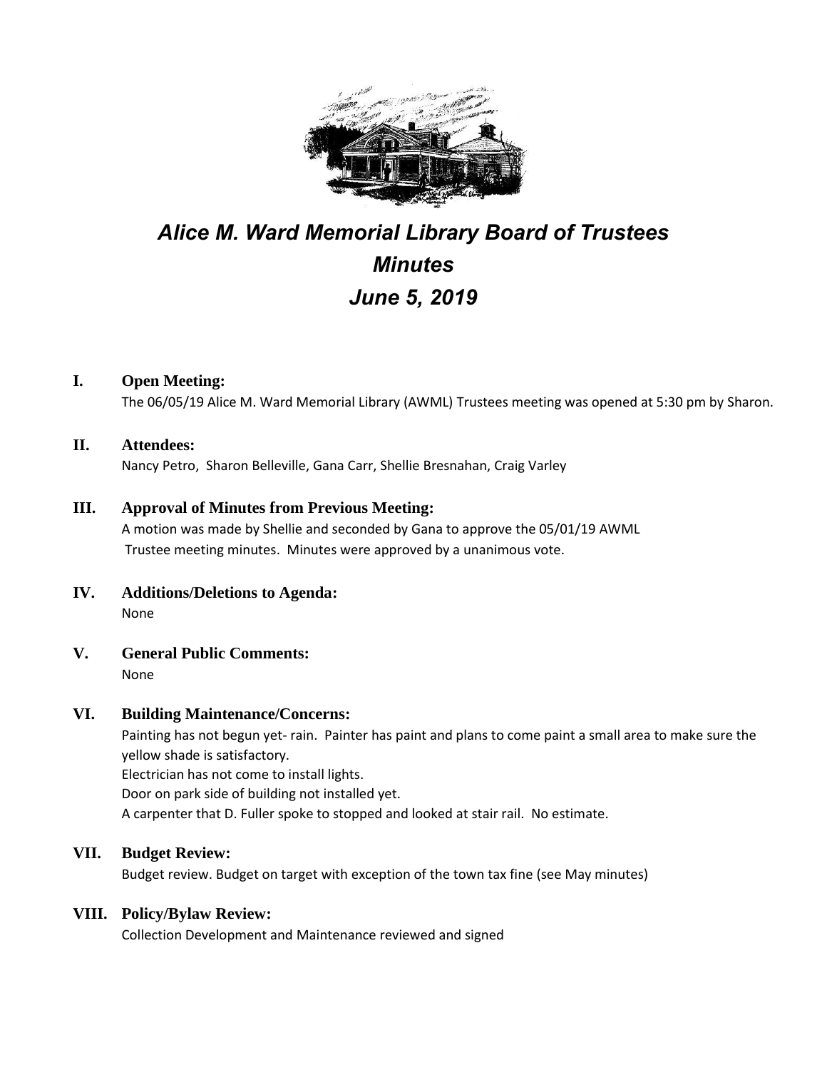# *Alice M. Ward Memorial Library Board of Trustees*
# *Minutes*
# *June 5, 2019*

## I. Open Meeting:

The 06/05/19 Alice M. Ward Memorial Library (AWML) Trustees meeting was opened at 5:30 pm by Sharon.

## II. Attendees:

Nancy Petro, Sharon Belleville, Gana Carr, Shellie Bresnahan, Craig Varley

## III. Approval of Minutes from Previous Meeting:

A motion was made by Shellie and seconded by Gana to approve the 05/01/19 AWML Trustee meeting minutes. Minutes were approved by a unanimous vote.

## IV. Additions/Deletions to Agenda:

None

## V. General Public Comments:

None

## VI. Building Maintenance/Concerns:

Painting has not begun yet- rain. Painter has paint and plans to come paint a small area to make sure the yellow shade is satisfactory.
Electrician has not come to install lights.
Door on park side of building not installed yet.
A carpenter that D. Fuller spoke to stopped and looked at stair rail. No estimate.

## VII. Budget Review:

Budget review. Budget on target with exception of the town tax fine (see May minutes)

## VIII. Policy/Bylaw Review:

Collection Development and Maintenance reviewed and signed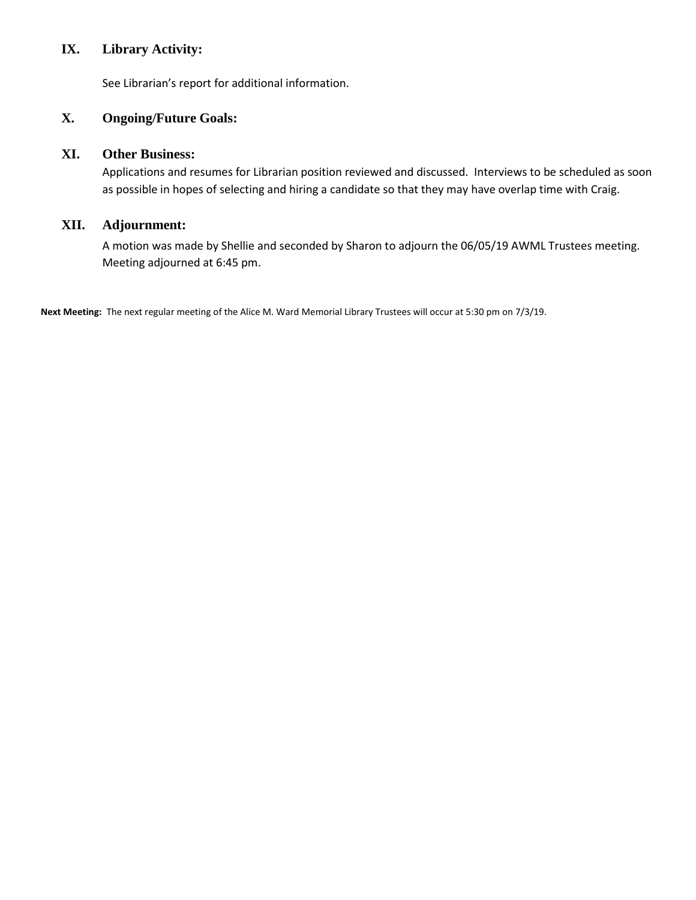## IX. Library Activity:

See Librarian's report for additional information.

## X. Ongoing/Future Goals:

## XI. Other Business:

Applications and resumes for Librarian position reviewed and discussed. Interviews to be scheduled as soon as possible in hopes of selecting and hiring a candidate so that they may have overlap time with Craig.

## XII. Adjournment:

A motion was made by Shellie and seconded by Sharon to adjourn the 06/05/19 AWML Trustees meeting. Meeting adjourned at 6:45 pm.

**Next Meeting:** The next regular meeting of the Alice M. Ward Memorial Library Trustees will occur at 5:30 pm on 7/3/19.